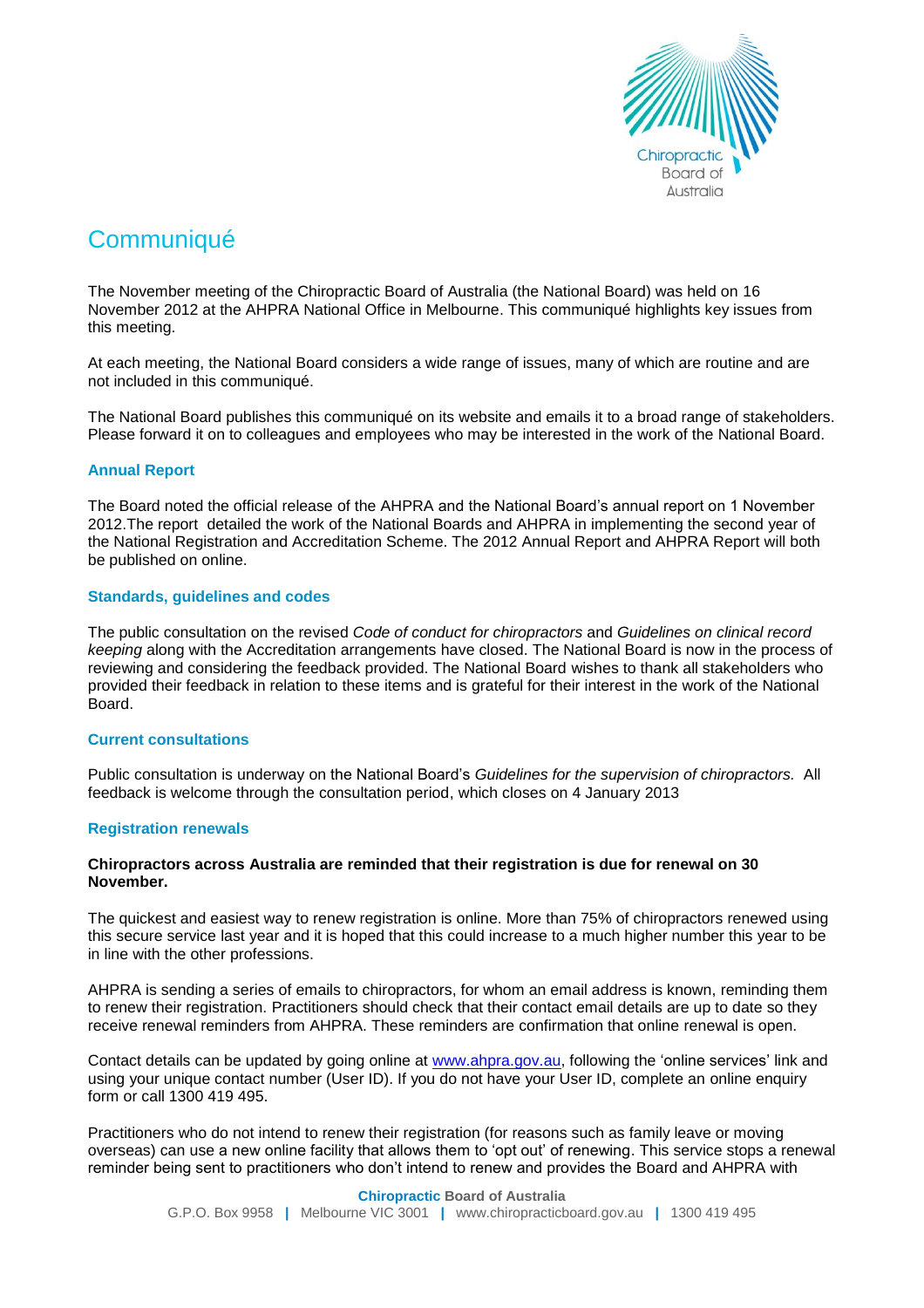# Communiqué

The November meeting of the Chiropractic Board of Australia (the National Board) was held on 16 November 2012 at the AHPRA National Office in Melbourne. This communiqué highlights key issues from this meeting.

At each meeting, the National Board considers a wide range of issues, many of which are routine and are not included in this communiqué.

The National Board publishes this communiqué on its website and emails it to a broad range of stakeholders. Please forward it on to colleagues and employees who may be interested in the work of the National Board.

## Annual Report

The Board noted the official release of the AHPRA and the National Board's annual report on 1 November 2012.The report detailed the work of the National Boards and AHPRA in implementing the second year of the National Registration and Accreditation Scheme. The 2012 Annual Report and AHPRA Report will both be published on online.

## Standards, guidelines and codes

The public consultation on the revised *Code of conduct for chiropractors* and *Guidelines on clinical record keeping* along with the Accreditation arrangements have closed. The National Board is now in the process of reviewing and considering the feedback provided. The National Board wishes to thank all stakeholders who provided their feedback in relation to these items and is grateful for their interest in the work of the National Board.

## Current consultations

Public consultation is underway on the National Board's *Guidelines for the supervision of chiropractors.* All feedback is welcome through the consultation period, which closes on 4 January 2013

## Registration renewals

**Chiropractors across Australia are reminded that their registration is due for renewal on 30 November.**

The quickest and easiest way to renew registration is online. More than 75% of chiropractors renewed using this secure service last year and it is hoped that this could increase to a much higher number this year to be in line with the other professions.

AHPRA is sending a series of emails to chiropractors, for whom an email address is known, reminding them to renew their registration. Practitioners should check that their contact email details are up to date so they receive renewal reminders from AHPRA. These reminders are confirmation that online renewal is open.

Contact details can be updated by going online at www.ahpra.gov.au, following the 'online services' link and using your unique contact number (User ID). If you do not have your User ID, complete an online enquiry form or call 1300 419 495.

Practitioners who do not intend to renew their registration (for reasons such as family leave or moving overseas) can use a new online facility that allows them to 'opt out' of renewing. This service stops a renewal reminder being sent to practitioners who don't intend to renew and provides the Board and AHPRA with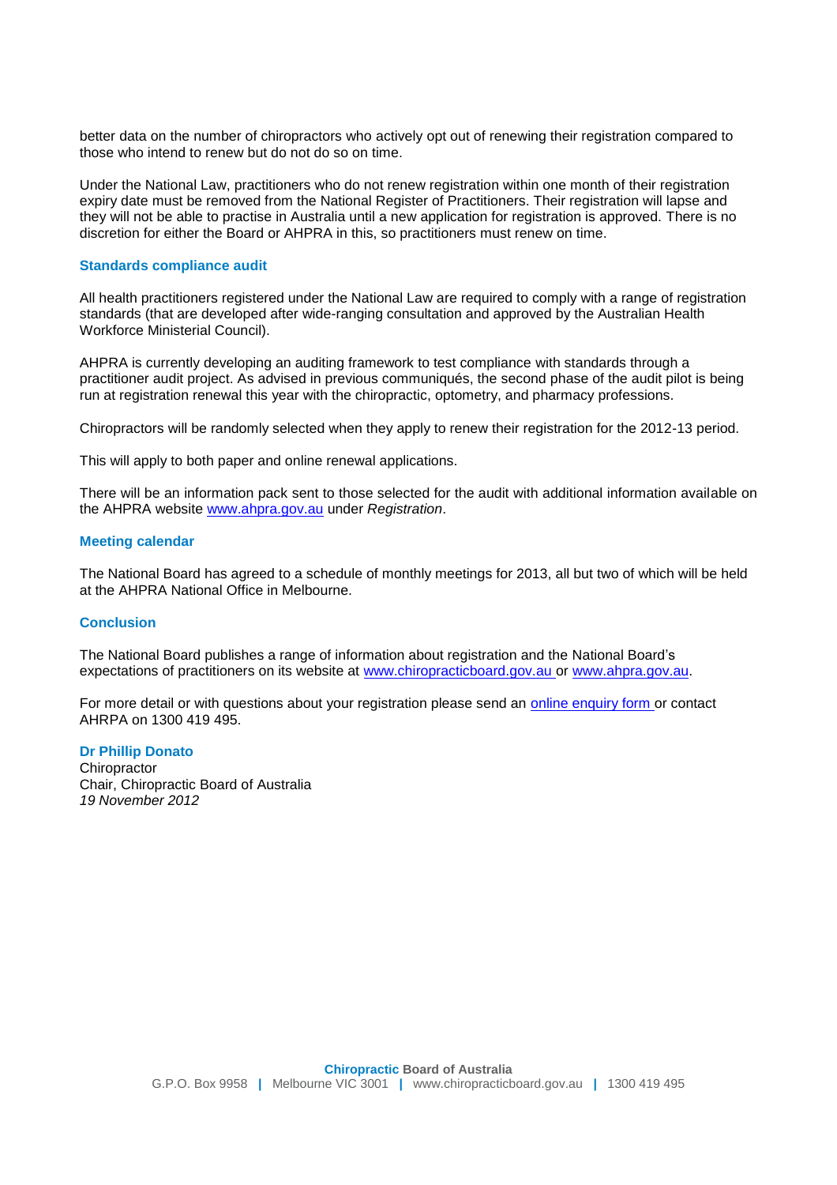better data on the number of chiropractors who actively opt out of renewing their registration compared to those who intend to renew but do not do so on time.

Under the National Law, practitioners who do not renew registration within one month of their registration expiry date must be removed from the National Register of Practitioners. Their registration will lapse and they will not be able to practise in Australia until a new application for registration is approved. There is no discretion for either the Board or AHPRA in this, so practitioners must renew on time.

### Standards compliance audit

All health practitioners registered under the National Law are required to comply with a range of registration standards (that are developed after wide-ranging consultation and approved by the Australian Health Workforce Ministerial Council).

AHPRA is currently developing an auditing framework to test compliance with standards through a practitioner audit project. As advised in previous communiqués, the second phase of the audit pilot is being run at registration renewal this year with the chiropractic, optometry, and pharmacy professions.

Chiropractors will be randomly selected when they apply to renew their registration for the 2012-13 period.

This will apply to both paper and online renewal applications.

There will be an information pack sent to those selected for the audit with additional information available on the AHPRA website www.ahpra.gov.au under *Registration*.

### Meeting calendar

The National Board has agreed to a schedule of monthly meetings for 2013, all but two of which will be held at the AHPRA National Office in Melbourne.

### Conclusion

The National Board publishes a range of information about registration and the National Board's expectations of practitioners on its website at www.chiropracticboard.gov.au or www.ahpra.gov.au.

For more detail or with questions about your registration please send an online enquiry form or contact AHRPA on 1300 419 495.

**Dr Phillip Donato**
Chiropractor
Chair, Chiropractic Board of Australia
*19 November 2012*